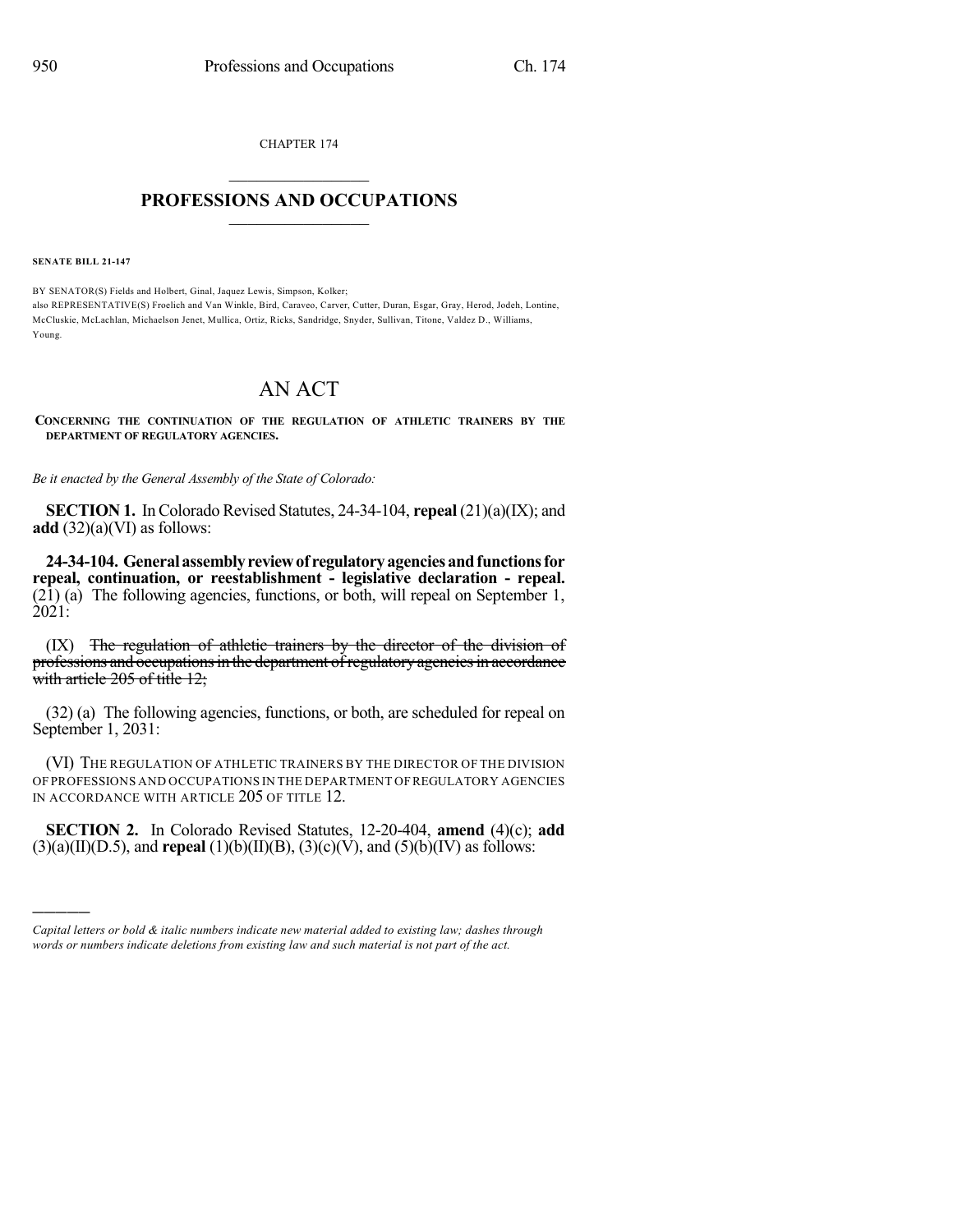CHAPTER 174

# PROFESSIONS AND OCCUPATIONS

**SENATE BILL 21-147**

BY SENATOR(S) Fields and Holbert, Ginal, Jaquez Lewis, Simpson, Kolker;
also REPRESENTATIVE(S) Froelich and Van Winkle, Bird, Caraveo, Carver, Cutter, Duran, Esgar, Gray, Herod, Jodeh, Lontine, McCluskie, McLachlan, Michaelson Jenet, Mullica, Ortiz, Ricks, Sandridge, Snyder, Sullivan, Titone, Valdez D., Williams, Young.

# AN ACT

**CONCERNING THE CONTINUATION OF THE REGULATION OF ATHLETIC TRAINERS BY THE DEPARTMENT OF REGULATORY AGENCIES.**

*Be it enacted by the General Assembly of the State of Colorado:*

**SECTION 1.** In Colorado Revised Statutes, 24-34-104, **repeal** (21)(a)(IX); and **add** (32)(a)(VI) as follows:

**24-34-104. General assembly review of regulatory agencies and functions for repeal, continuation, or reestablishment - legislative declaration - repeal.** (21) (a) The following agencies, functions, or both, will repeal on September 1, 2021:

(IX) ~~The regulation of athletic trainers by the director of the division of professions and occupations in the department of regulatory agencies in accordance with article 205 of title 12;~~

(32) (a) The following agencies, functions, or both, are scheduled for repeal on September 1, 2031:

(VI) THE REGULATION OF ATHLETIC TRAINERS BY THE DIRECTOR OF THE DIVISION OF PROFESSIONS AND OCCUPATIONS IN THE DEPARTMENT OF REGULATORY AGENCIES IN ACCORDANCE WITH ARTICLE 205 OF TITLE 12.

**SECTION 2.** In Colorado Revised Statutes, 12-20-404, **amend** (4)(c); **add** (3)(a)(II)(D.5), and **repeal** (1)(b)(II)(B), (3)(c)(V), and (5)(b)(IV) as follows:

---

*Capital letters or bold & italic numbers indicate new material added to existing law; dashes through words or numbers indicate deletions from existing law and such material is not part of the act.*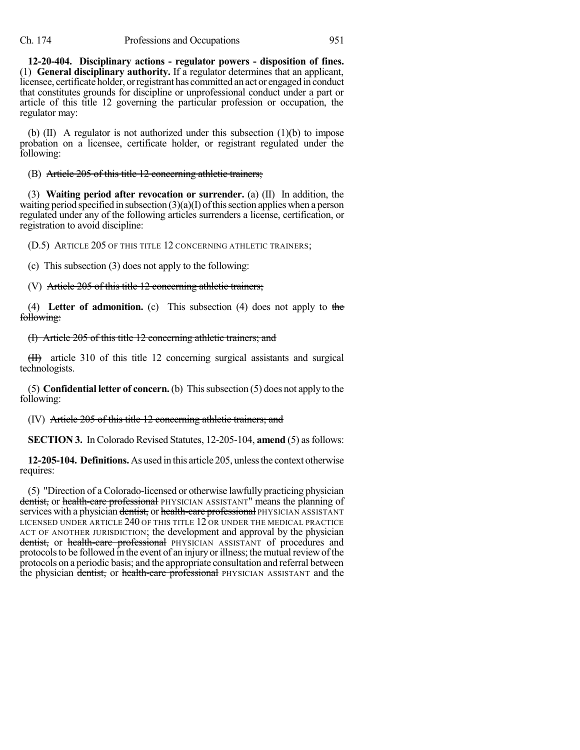**12-20-404. Disciplinary actions - regulator powers - disposition of fines.** (1) **General disciplinary authority.** If a regulator determines that an applicant, licensee, certificate holder, or registrant has committed an act or engaged in conduct that constitutes grounds for discipline or unprofessional conduct under a part or article of this title 12 governing the particular profession or occupation, the regulator may:

(b) (II) A regulator is not authorized under this subsection (1)(b) to impose probation on a licensee, certificate holder, or registrant regulated under the following:

(B) ~~Article 205 of this title 12 concerning athletic trainers;~~

(3) **Waiting period after revocation or surrender.** (a) (II) In addition, the waiting period specified in subsection (3)(a)(I) of this section applies when a person regulated under any of the following articles surrenders a license, certification, or registration to avoid discipline:

(D.5) ARTICLE 205 OF THIS TITLE 12 CONCERNING ATHLETIC TRAINERS;

(c) This subsection (3) does not apply to the following:

(V) ~~Article 205 of this title 12 concerning athletic trainers;~~

(4) **Letter of admonition.** (c) This subsection (4) does not apply to ~~the following:~~

~~(I) Article 205 of this title 12 concerning athletic trainers; and~~

~~(II)~~ article 310 of this title 12 concerning surgical assistants and surgical technologists.

(5) **Confidential letter of concern.** (b) This subsection (5) does not apply to the following:

(IV) ~~Article 205 of this title 12 concerning athletic trainers; and~~

**SECTION 3.** In Colorado Revised Statutes, 12-205-104, **amend** (5) as follows:

**12-205-104. Definitions.** As used in this article 205, unless the context otherwise requires:

(5) "Direction of a Colorado-licensed or otherwise lawfully practicing physician ~~dentist,~~ or ~~health-care professional~~ PHYSICIAN ASSISTANT" means the planning of services with a physician ~~dentist,~~ or ~~health-care professional~~ PHYSICIAN ASSISTANT LICENSED UNDER ARTICLE 240 OF THIS TITLE 12 OR UNDER THE MEDICAL PRACTICE ACT OF ANOTHER JURISDICTION; the development and approval by the physician ~~dentist,~~ or ~~health-care professional~~ PHYSICIAN ASSISTANT of procedures and protocols to be followed in the event of an injury or illness; the mutual review of the protocols on a periodic basis; and the appropriate consultation and referral between the physician ~~dentist,~~ or ~~health-care professional~~ PHYSICIAN ASSISTANT and the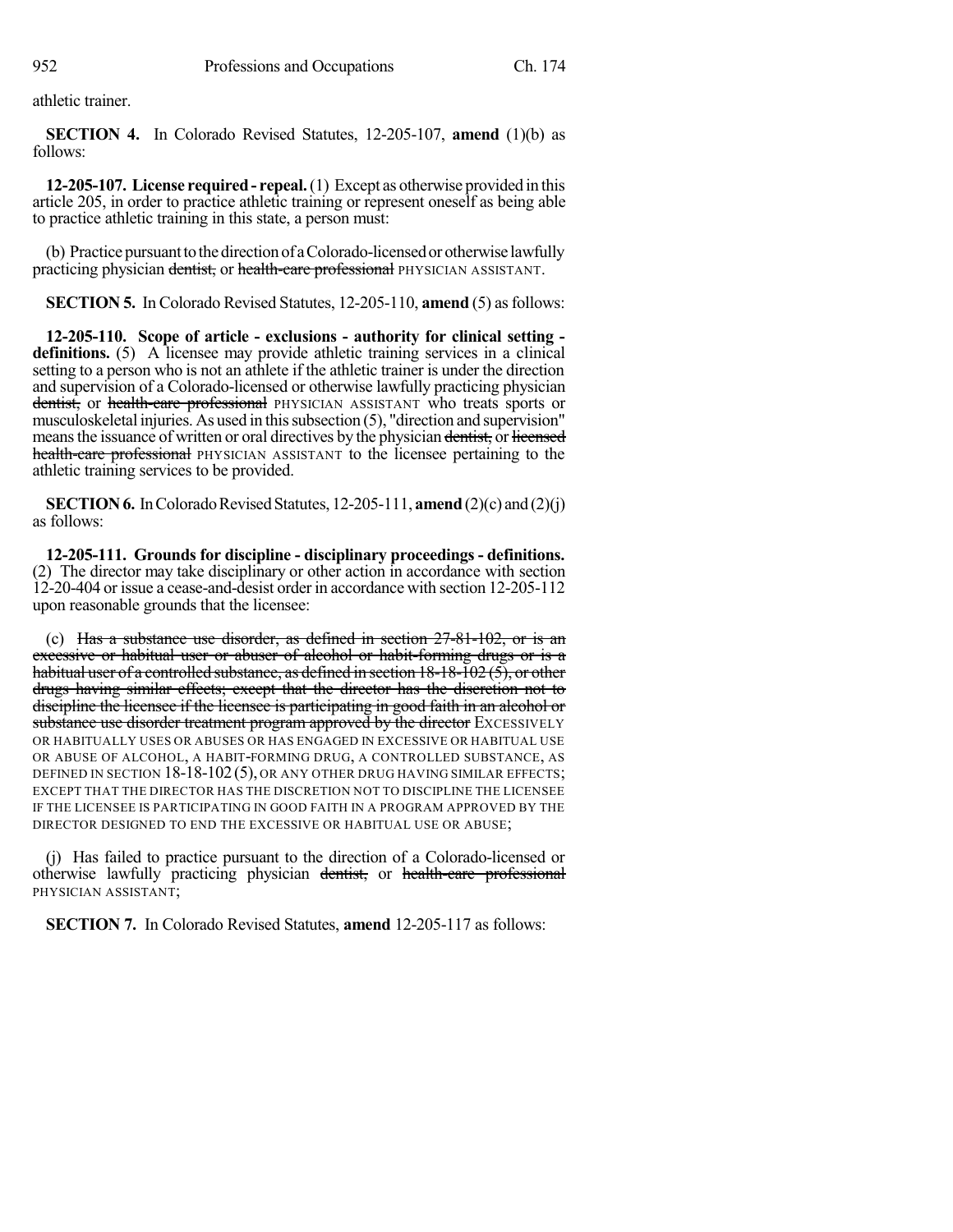athletic trainer.

**SECTION 4.** In Colorado Revised Statutes, 12-205-107, **amend** (1)(b) as follows:

**12-205-107. License required - repeal.** (1) Except as otherwise provided in this article 205, in order to practice athletic training or represent oneself as being able to practice athletic training in this state, a person must:

(b) Practice pursuant to the direction of a Colorado-licensed or otherwise lawfully practicing physician ~~dentist,~~ or ~~health-care professional~~ PHYSICIAN ASSISTANT.

**SECTION 5.** In Colorado Revised Statutes, 12-205-110, **amend** (5) as follows:

**12-205-110. Scope of article - exclusions - authority for clinical setting - definitions.** (5) A licensee may provide athletic training services in a clinical setting to a person who is not an athlete if the athletic trainer is under the direction and supervision of a Colorado-licensed or otherwise lawfully practicing physician ~~dentist,~~ or ~~health-care professional~~ PHYSICIAN ASSISTANT who treats sports or musculoskeletal injuries. As used in this subsection (5), "direction and supervision" means the issuance of written or oral directives by the physician ~~dentist,~~ or ~~licensed health-care professional~~ PHYSICIAN ASSISTANT to the licensee pertaining to the athletic training services to be provided.

**SECTION 6.** In Colorado Revised Statutes, 12-205-111, **amend** (2)(c) and (2)(j) as follows:

**12-205-111. Grounds for discipline - disciplinary proceedings - definitions.** (2) The director may take disciplinary or other action in accordance with section 12-20-404 or issue a cease-and-desist order in accordance with section 12-205-112 upon reasonable grounds that the licensee:

(c) ~~Has a substance use disorder, as defined in section 27-81-102, or is an excessive or habitual user or abuser of alcohol or habit-forming drugs or is a habitual user of a controlled substance, as defined in section 18-18-102 (5), or other drugs having similar effects; except that the director has the discretion not to discipline the licensee if the licensee is participating in good faith in an alcohol or substance use disorder treatment program approved by the director~~ EXCESSIVELY OR HABITUALLY USES OR ABUSES OR HAS ENGAGED IN EXCESSIVE OR HABITUAL USE OR ABUSE OF ALCOHOL, A HABIT-FORMING DRUG, A CONTROLLED SUBSTANCE, AS DEFINED IN SECTION 18-18-102 (5), OR ANY OTHER DRUG HAVING SIMILAR EFFECTS; EXCEPT THAT THE DIRECTOR HAS THE DISCRETION NOT TO DISCIPLINE THE LICENSEE IF THE LICENSEE IS PARTICIPATING IN GOOD FAITH IN A PROGRAM APPROVED BY THE DIRECTOR DESIGNED TO END THE EXCESSIVE OR HABITUAL USE OR ABUSE;

(j) Has failed to practice pursuant to the direction of a Colorado-licensed or otherwise lawfully practicing physician ~~dentist,~~ or ~~health-care professional~~ PHYSICIAN ASSISTANT;

**SECTION 7.** In Colorado Revised Statutes, **amend** 12-205-117 as follows: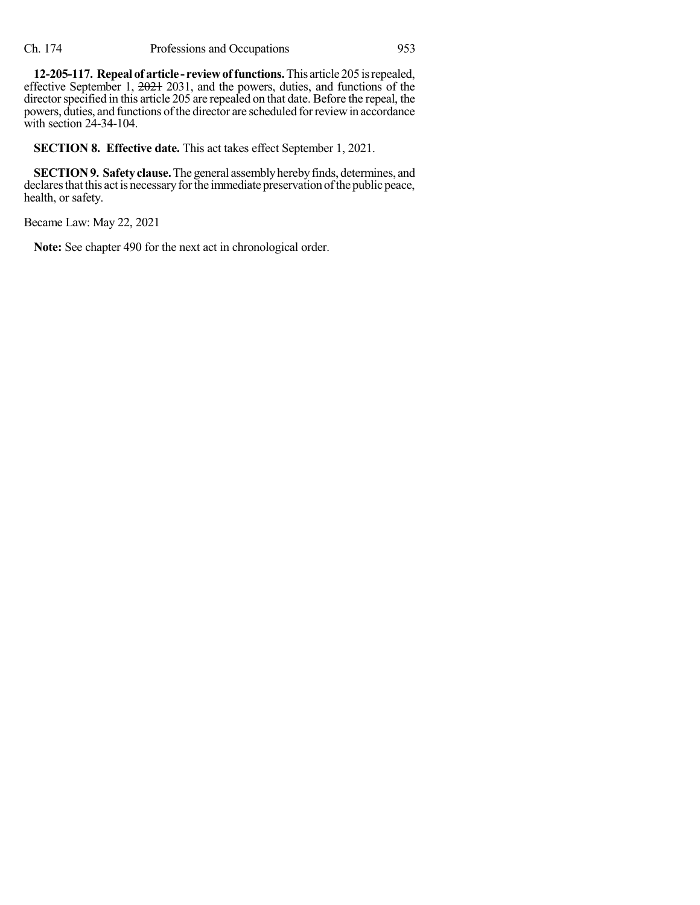**12-205-117. Repeal of article - review of functions.** This article 205 is repealed, effective September 1, ~~2021~~ 2031, and the powers, duties, and functions of the director specified in this article 205 are repealed on that date. Before the repeal, the powers, duties, and functions of the director are scheduled for review in accordance with section 24-34-104.

**SECTION 8. Effective date.** This act takes effect September 1, 2021.

**SECTION 9. Safety clause.** The general assembly hereby finds, determines, and declares that this act is necessary for the immediate preservation of the public peace, health, or safety.

Became Law: May 22, 2021

**Note:** See chapter 490 for the next act in chronological order.